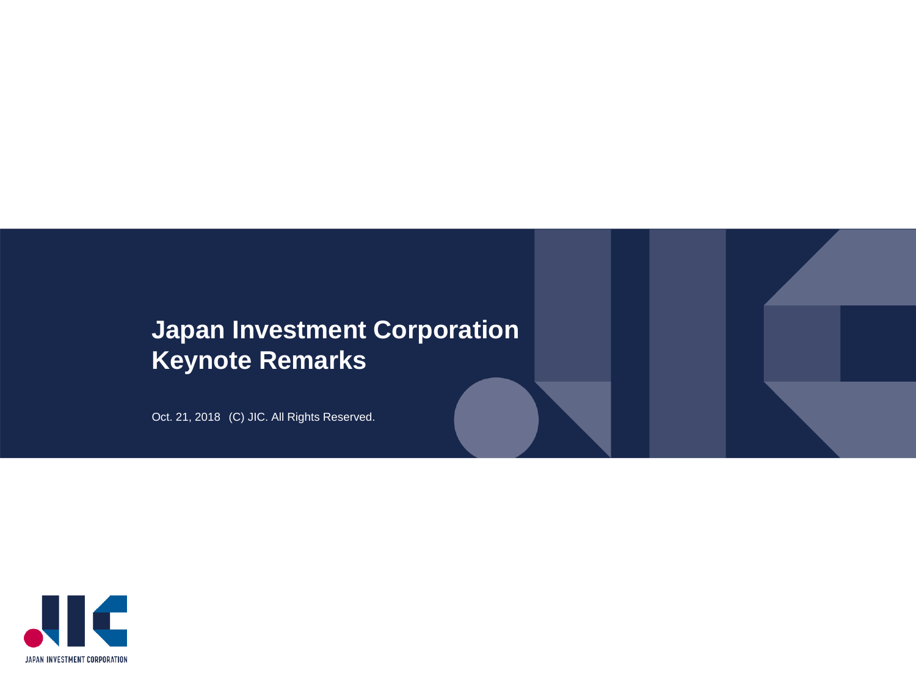# Japan Investment Corporation Keynote Remarks

Oct. 21, 2018 (C) JIC. All Rights Reserved.

JAPAN INVESTMENT CORPORATION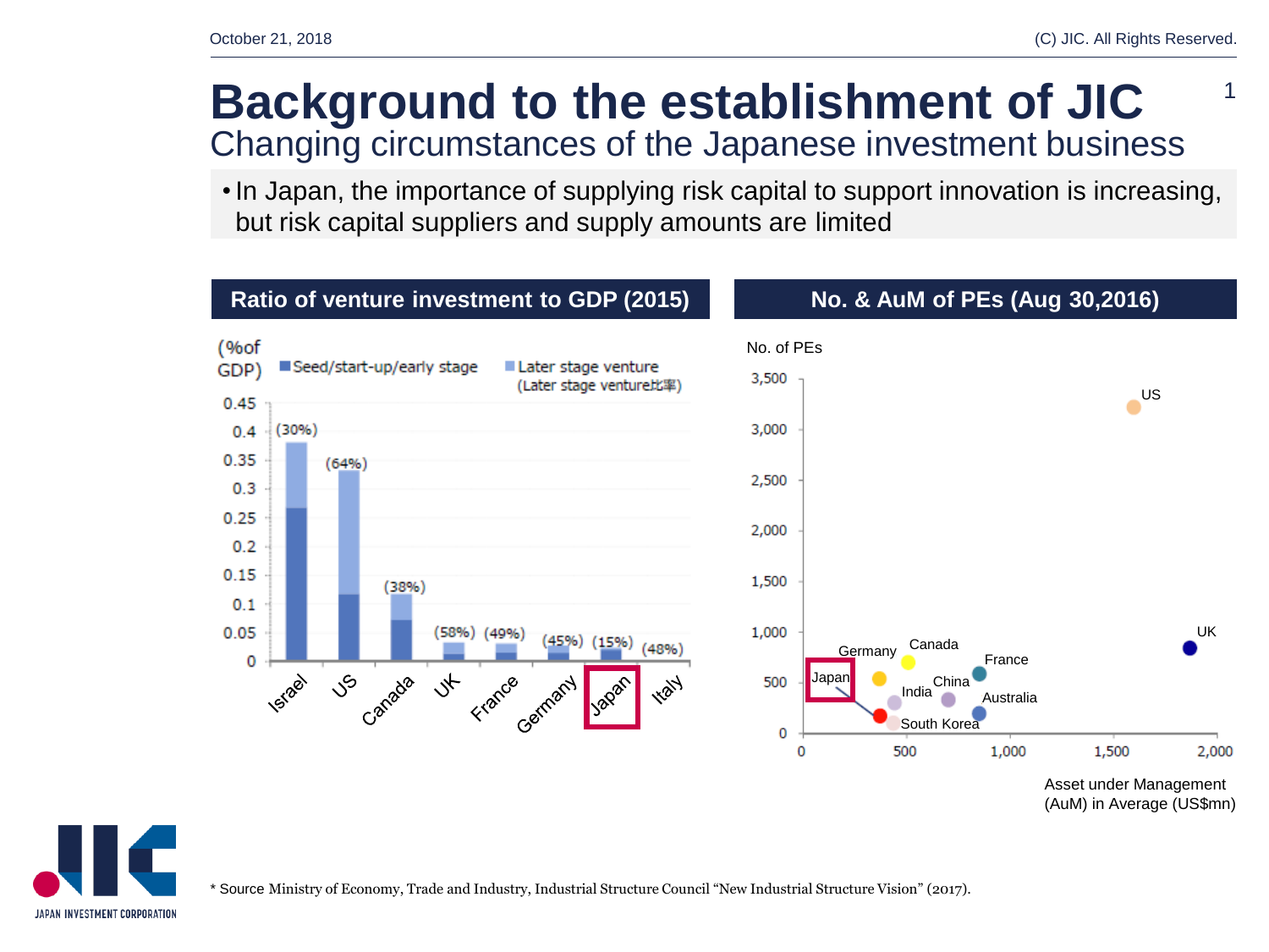# Background to the establishment of JIC

## Changing circumstances of the Japanese investment business

- In Japan, the importance of supplying risk capital to support innovation is increasing, but risk capital suppliers and supply amounts are limited

**Ratio of venture investment to GDP (2015)**

(%of GDP) ■Seed/start-up/early stage ■Later stage venture (Later stage venture比率)

| Country | Later stage venture ratio |
| --- | --- |
| Israel | (30%) |
| US | (64%) |
| Canada | (38%) |
| UK | (58%) |
| France | (49%) |
| Germany | (45%) |
| Japan | (15%) |
| Italy | (48%) |

**No. & AuM of PEs (Aug 30,2016)**

No. of PEs (vertical axis); Asset under Management (AuM) in Average (US$mn) (horizontal axis)

Countries plotted: US, UK, Canada, Germany, France, Japan, India, China, Australia, South Korea

* Source Ministry of Economy, Trade and Industry, Industrial Structure Council "New Industrial Structure Vision" (2017).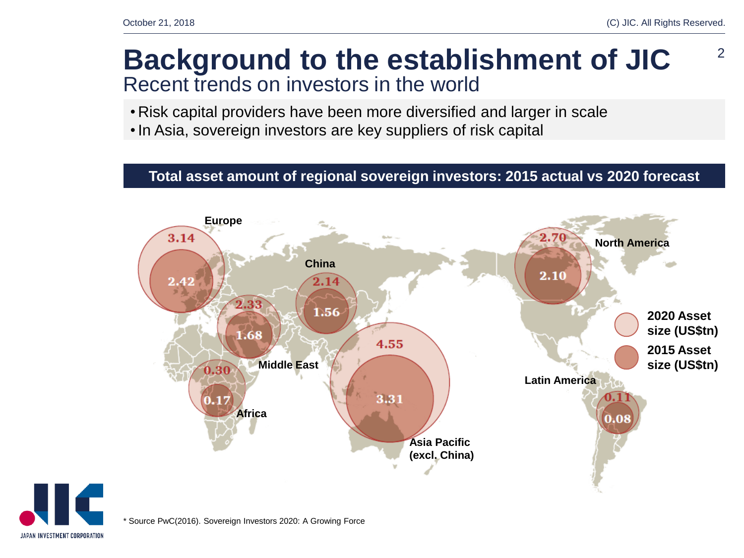# Background to the establishment of JIC

## Recent trends on investors in the world

- Risk capital providers have been more diversified and larger in scale
- In Asia, sovereign investors are key suppliers of risk capital

**Total asset amount of regional sovereign investors: 2015 actual vs 2020 forecast**

| Region | 2015 Asset size (US$tn) | 2020 Asset size (US$tn) |
| --- | --- | --- |
| Europe | 2.42 | 3.14 |
| China | 1.56 | 2.14 |
| Middle East | 1.68 | 2.33 |
| Africa | 0.17 | 0.30 |
| Asia Pacific (excl. China) | 3.31 | 4.55 |
| North America | 2.10 | 2.70 |
| Latin America | 0.08 | 0.11 |

* Source PwC(2016). Sovereign Investors 2020: A Growing Force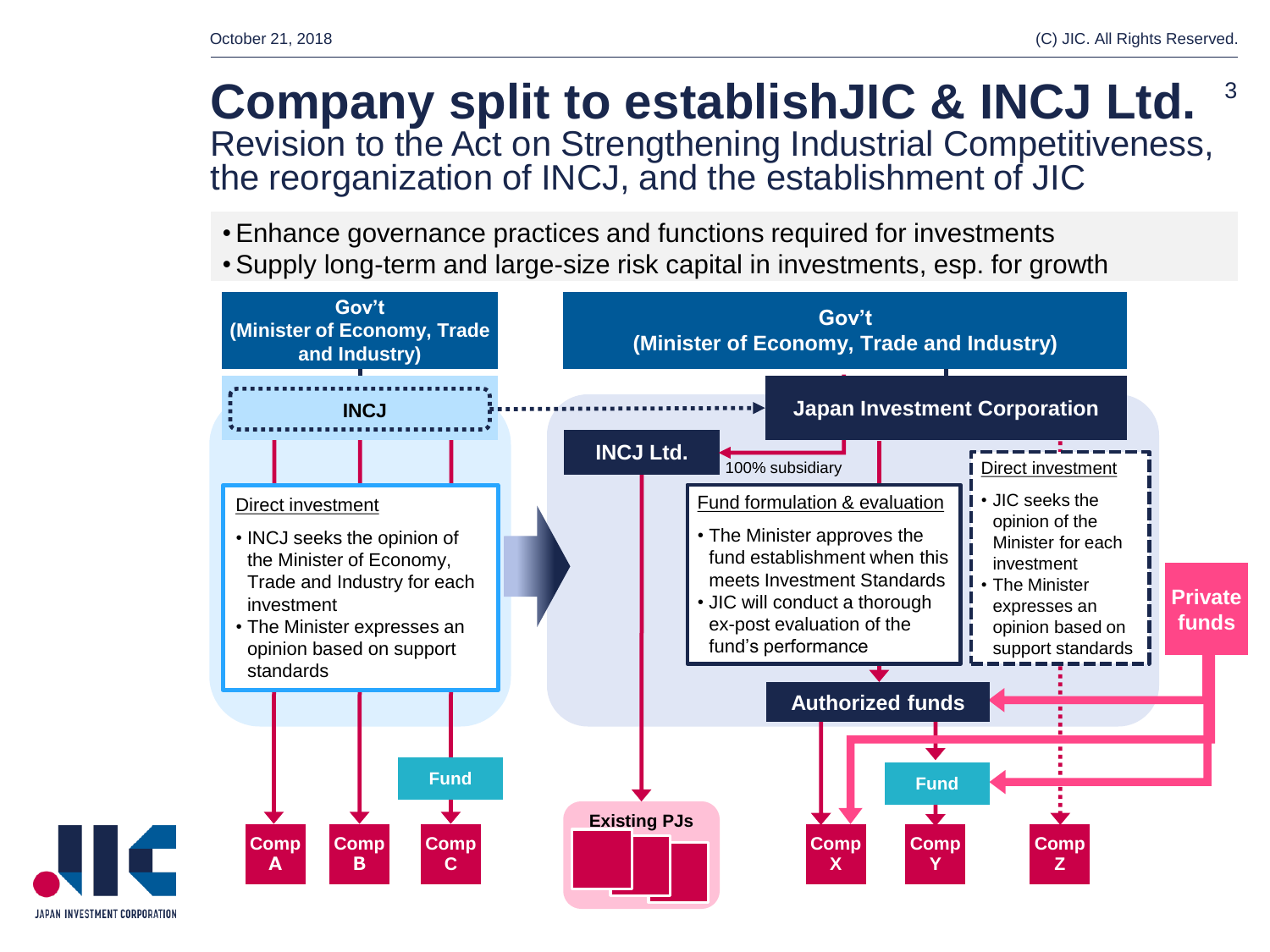# Company split to establishJIC & INCJ Ltd.

Revision to the Act on Strengthening Industrial Competitiveness, the reorganization of INCJ, and the establishment of JIC

- Enhance governance practices and functions required for investments
- Supply long-term and large-size risk capital in investments, esp. for growth

**Gov't (Minister of Economy, Trade and Industry)**

**INCJ**

Direct investment

- INCJ seeks the opinion of the Minister of Economy, Trade and Industry for each investment
- The Minister expresses an opinion based on support standards

Fund

Comp A | Comp B | Comp C

**Gov't (Minister of Economy, Trade and Industry)**

**Japan Investment Corporation**

**INCJ Ltd.**

100% subsidiary

Fund formulation & evaluation

- The Minister approves the fund establishment when this meets Investment Standards
- JIC will conduct a thorough ex-post evaluation of the fund's performance

Direct investment

- JIC seeks the opinion of the Minister for each investment
- The Minister expresses an opinion based on support standards

Private funds

Authorized funds

Fund

Existing PJs

Comp X | Comp Y | Comp Z

JAPAN INVESTMENT CORPORATION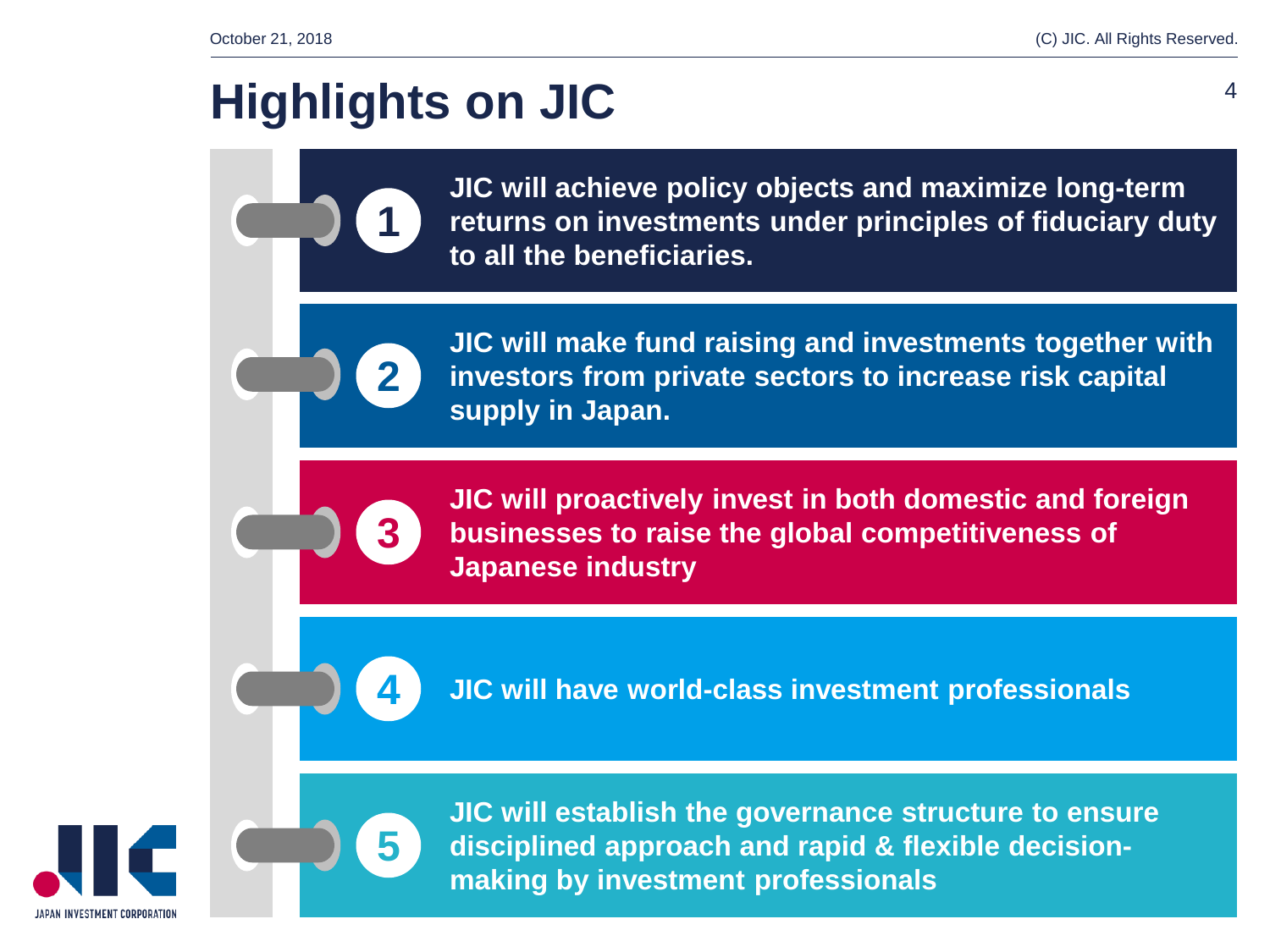# Highlights on JIC

1. **JIC will achieve policy objects and maximize long-term returns on investments under principles of fiduciary duty to all the beneficiaries.**

2. **JIC will make fund raising and investments together with investors from private sectors to increase risk capital supply in Japan.**

3. **JIC will proactively invest in both domestic and foreign businesses to raise the global competitiveness of Japanese industry**

4. **JIC will have world-class investment professionals**

5. **JIC will establish the governance structure to ensure disciplined approach and rapid & flexible decision-making by investment professionals**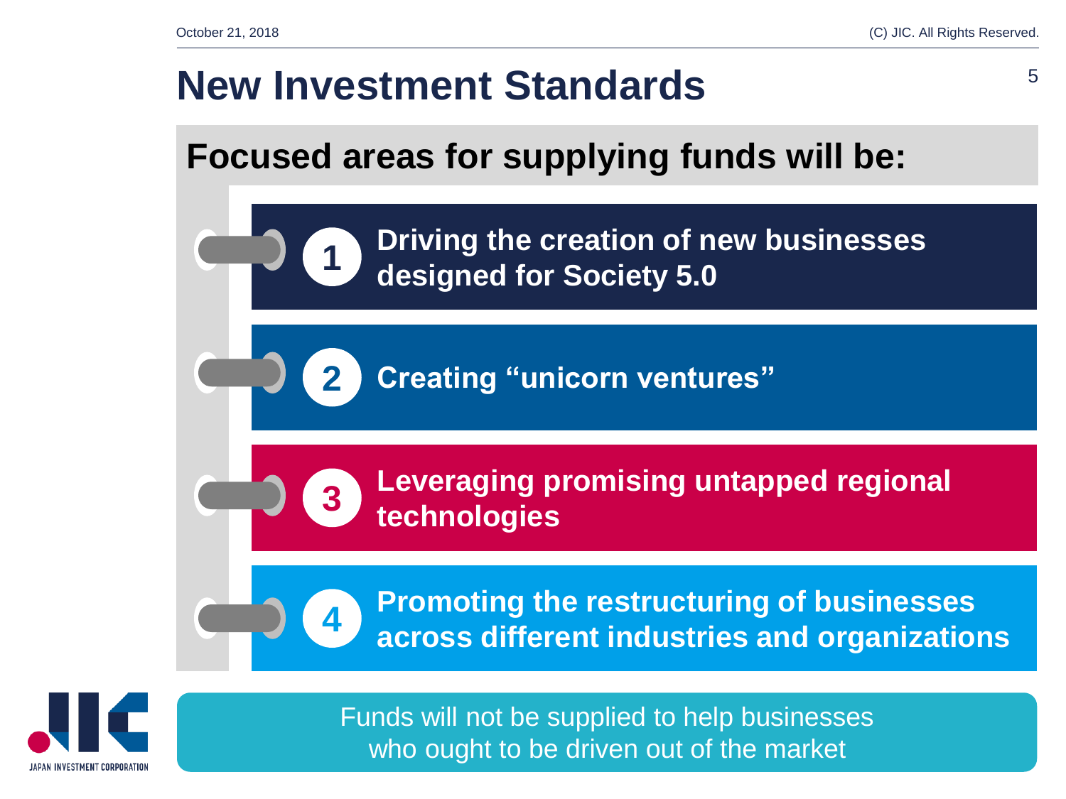# New Investment Standards

## Focused areas for supplying funds will be:

1. **Driving the creation of new businesses designed for Society 5.0**
2. **Creating “unicorn ventures”**
3. **Leveraging promising untapped regional technologies**
4. **Promoting the restructuring of businesses across different industries and organizations**

Funds will not be supplied to help businesses who ought to be driven out of the market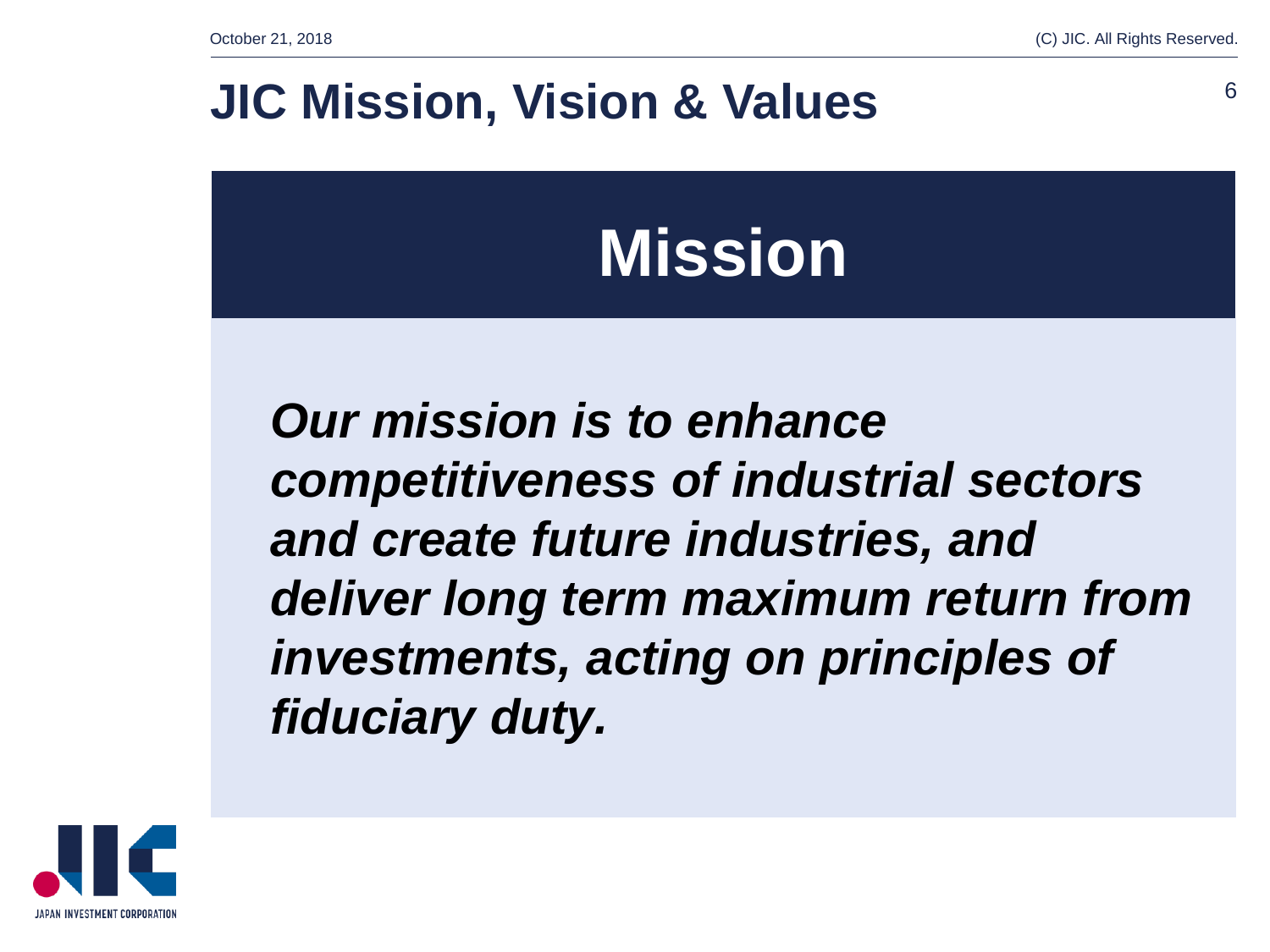# JIC Mission, Vision & Values

## Mission

***Our mission is to enhance competitiveness of industrial sectors and create future industries, and deliver long term maximum return from investments, acting on principles of fiduciary duty.***

JAPAN INVESTMENT CORPORATION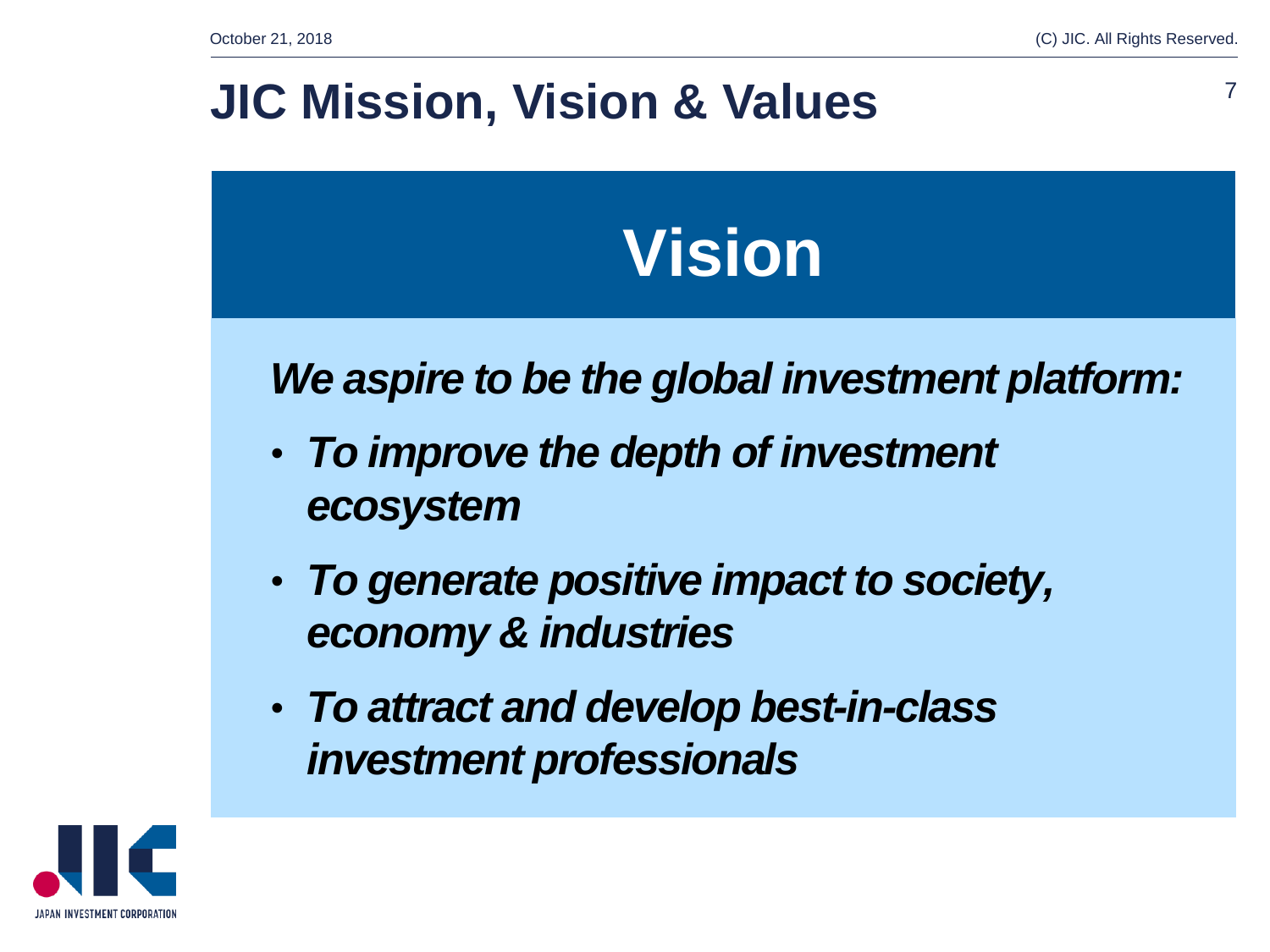# JIC Mission, Vision & Values

## Vision

***We aspire to be the global investment platform:***

- ***To improve the depth of investment ecosystem***
- ***To generate positive impact to society, economy & industries***
- ***To attract and develop best-in-class investment professionals***

JAPAN INVESTMENT CORPORATION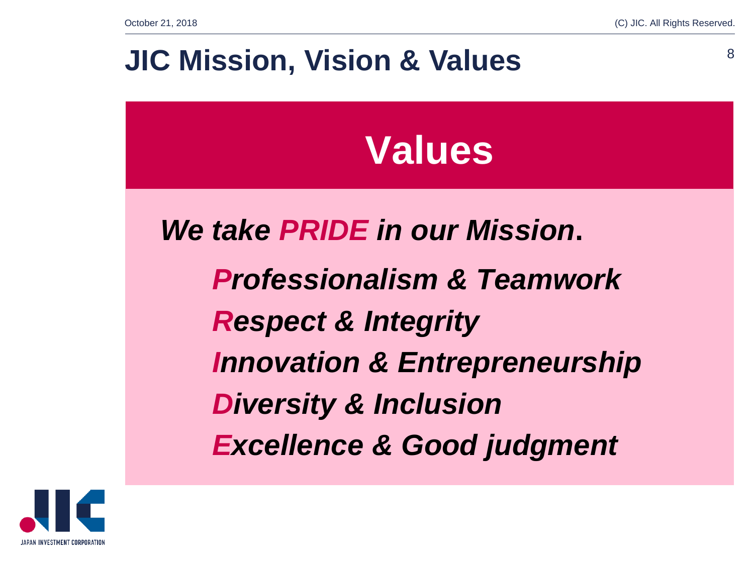# JIC Mission, Vision & Values

## Values

***We take PRIDE in our Mission.***

***P**rofessionalism & Teamwork*

***R**espect & Integrity*

***I**nnovation & Entrepreneurship*

***D**iversity & Inclusion*

***E**xcellence & Good judgment*

JAPAN INVESTMENT CORPORATION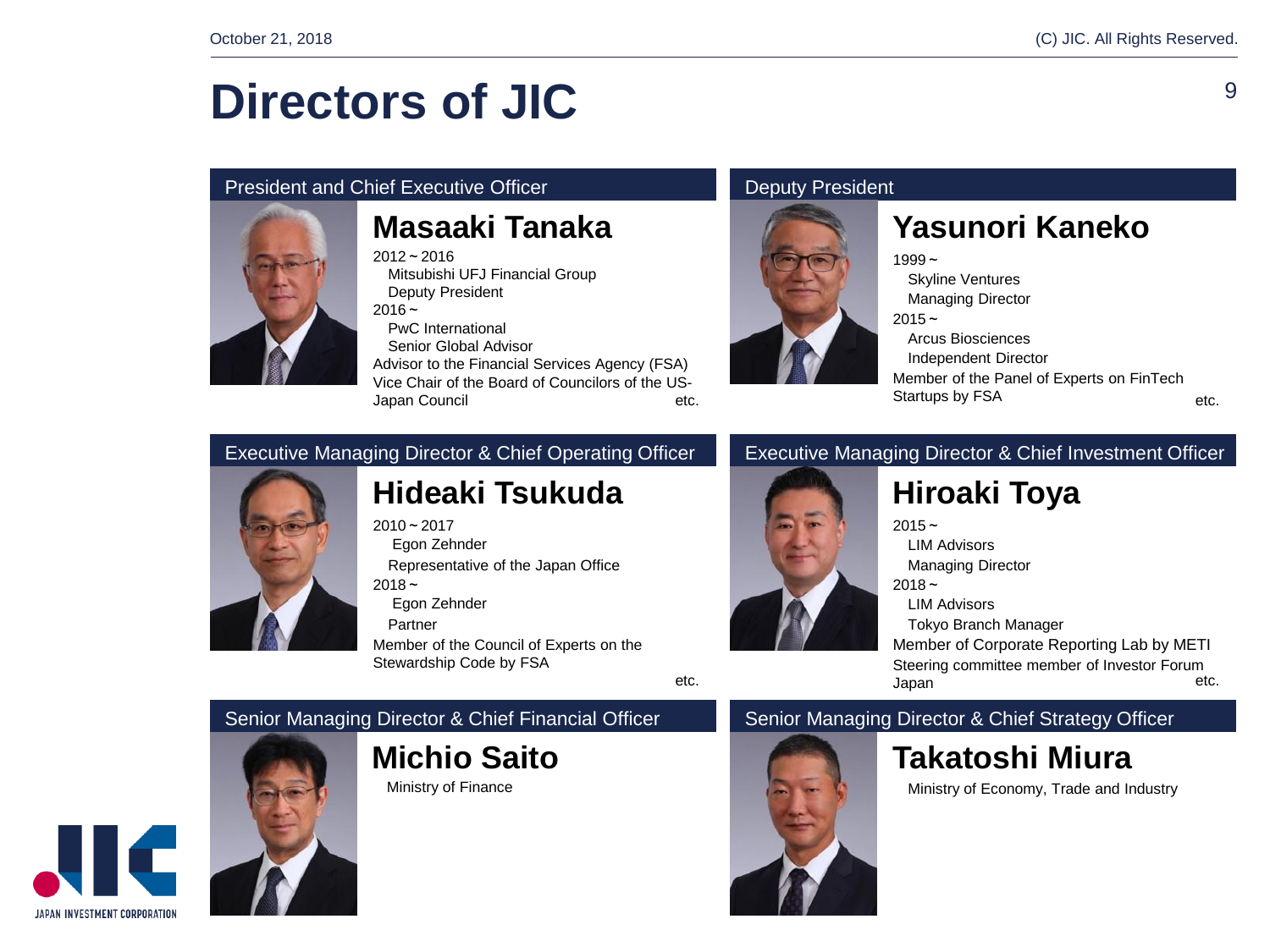# Directors of JIC

## President and Chief Executive Officer

### Masaaki Tanaka

2012～2016
Mitsubishi UFJ Financial Group
Deputy President
2016～
PwC International
Senior Global Advisor
Advisor to the Financial Services Agency (FSA)
Vice Chair of the Board of Councilors of the US-Japan Council etc.

## Deputy President

### Yasunori Kaneko

1999～
Skyline Ventures
Managing Director
2015～
Arcus Biosciences
Independent Director
Member of the Panel of Experts on FinTech Startups by FSA etc.

## Executive Managing Director & Chief Operating Officer

### Hideaki Tsukuda

2010～2017
Egon Zehnder
Representative of the Japan Office
2018～
Egon Zehnder
Partner
Member of the Council of Experts on the Stewardship Code by FSA
etc.

## Executive Managing Director & Chief Investment Officer

### Hiroaki Toya

2015～
LIM Advisors
Managing Director
2018～
LIM Advisors
Tokyo Branch Manager
Member of Corporate Reporting Lab by METI
Steering committee member of Investor Forum Japan etc.

## Senior Managing Director & Chief Financial Officer

### Michio Saito

Ministry of Finance

## Senior Managing Director & Chief Strategy Officer

### Takatoshi Miura

Ministry of Economy, Trade and Industry

JAPAN INVESTMENT CORPORATION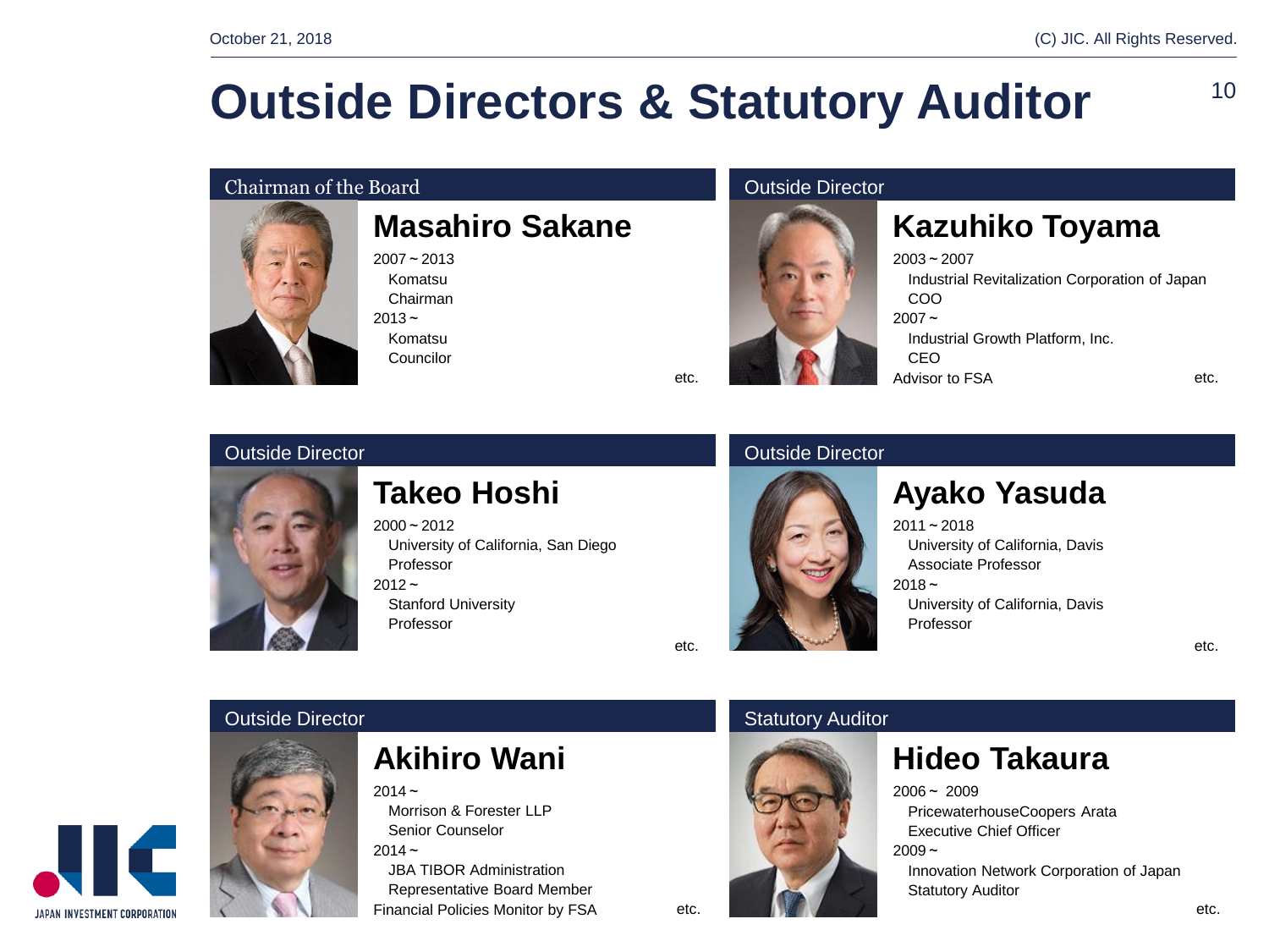# Outside Directors & Statutory Auditor

### Chairman of the Board

## Masahiro Sakane

2007 ~ 2013
  Komatsu
  Chairman
2013 ~
  Komatsu
  Councilor

etc.

### Outside Director

## Kazuhiko Toyama

2003 ~ 2007
  Industrial Revitalization Corporation of Japan
  COO
2007 ~
  Industrial Growth Platform, Inc.
  CEO
Advisor to FSA

etc.

### Outside Director

## Takeo Hoshi

2000 ~ 2012
  University of California, San Diego
  Professor
2012 ~
  Stanford University
  Professor

etc.

### Outside Director

## Ayako Yasuda

2011 ~ 2018
  University of California, Davis
  Associate Professor
2018 ~
  University of California, Davis
  Professor

etc.

### Outside Director

## Akihiro Wani

2014 ~
  Morrison & Forester LLP
  Senior Counselor
2014 ~
  JBA TIBOR Administration
  Representative Board Member
Financial Policies Monitor by FSA

etc.

### Statutory Auditor

## Hideo Takaura

2006 ~ 2009
  PricewaterhouseCoopers Arata
  Executive Chief Officer
2009 ~
  Innovation Network Corporation of Japan
  Statutory Auditor

etc.

JAPAN INVESTMENT CORPORATION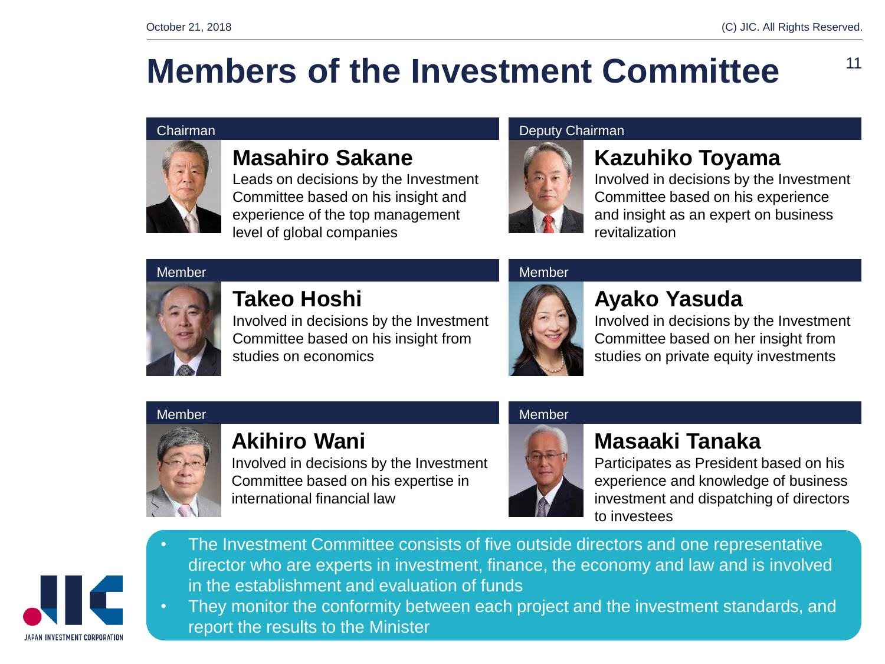# Members of the Investment Committee

**Chairman**

### Masahiro Sakane

Leads on decisions by the Investment Committee based on his insight and experience of the top management level of global companies

**Deputy Chairman**

### Kazuhiko Toyama

Involved in decisions by the Investment Committee based on his experience and insight as an expert on business revitalization

**Member**

### Takeo Hoshi

Involved in decisions by the Investment Committee based on his insight from studies on economics

**Member**

### Ayako Yasuda

Involved in decisions by the Investment Committee based on her insight from studies on private equity investments

**Member**

### Akihiro Wani

Involved in decisions by the Investment Committee based on his expertise in international financial law

**Member**

### Masaaki Tanaka

Participates as President based on his experience and knowledge of business investment and dispatching of directors to investees

- The Investment Committee consists of five outside directors and one representative director who are experts in investment, finance, the economy and law and is involved in the establishment and evaluation of funds
- They monitor the conformity between each project and the investment standards, and report the results to the Minister

JAPAN INVESTMENT CORPORATION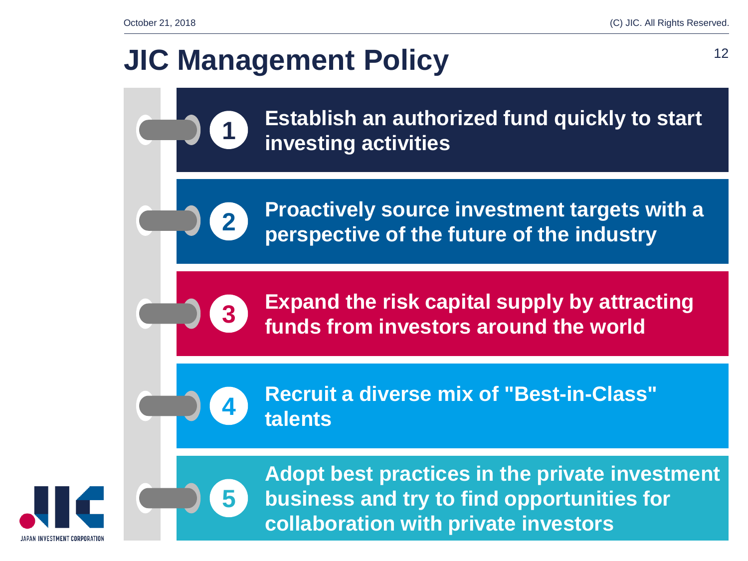# JIC Management Policy

1. **Establish an authorized fund quickly to start investing activities**
2. **Proactively source investment targets with a perspective of the future of the industry**
3. **Expand the risk capital supply by attracting funds from investors around the world**
4. **Recruit a diverse mix of "Best-in-Class" talents**
5. **Adopt best practices in the private investment business and try to find opportunities for collaboration with private investors**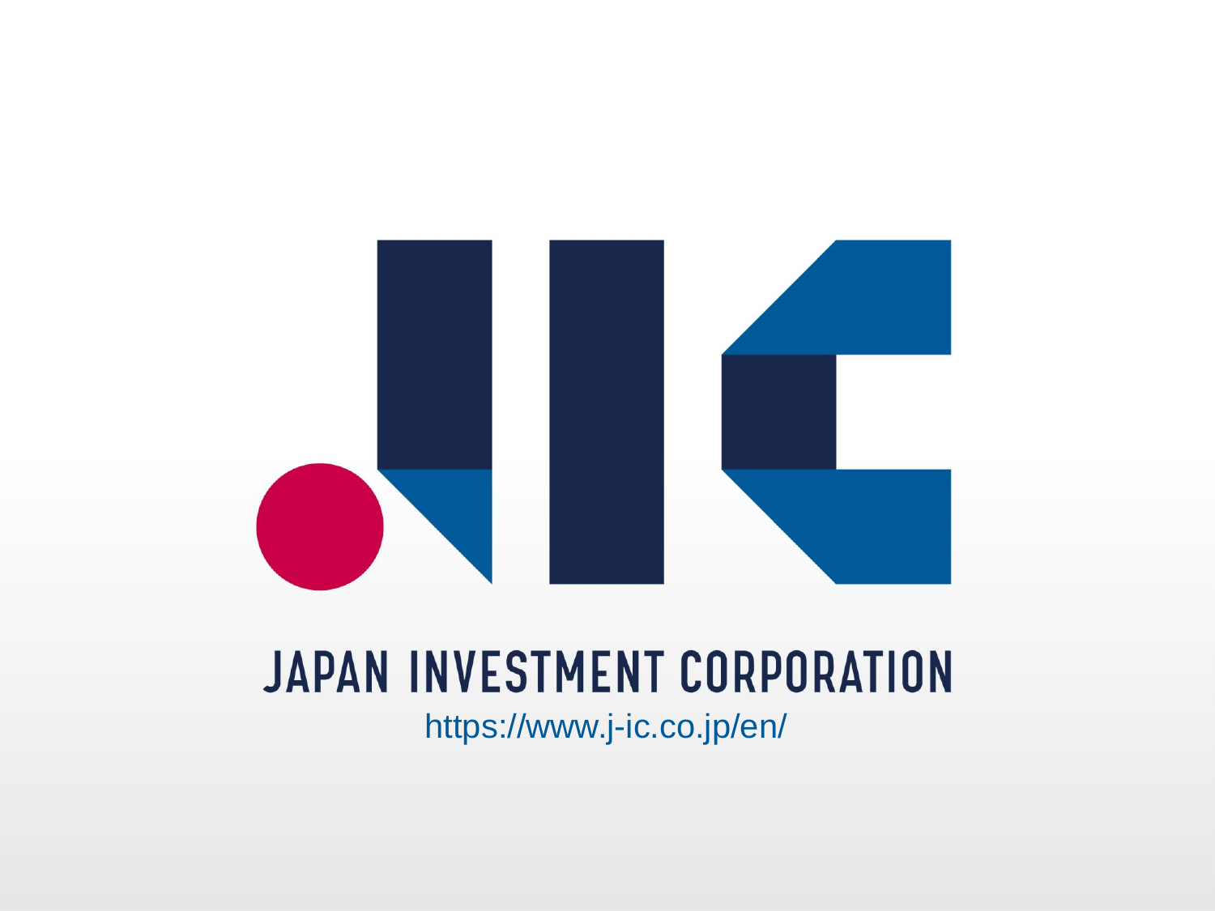JAPAN INVESTMENT CORPORATION

https://www.j-ic.co.jp/en/